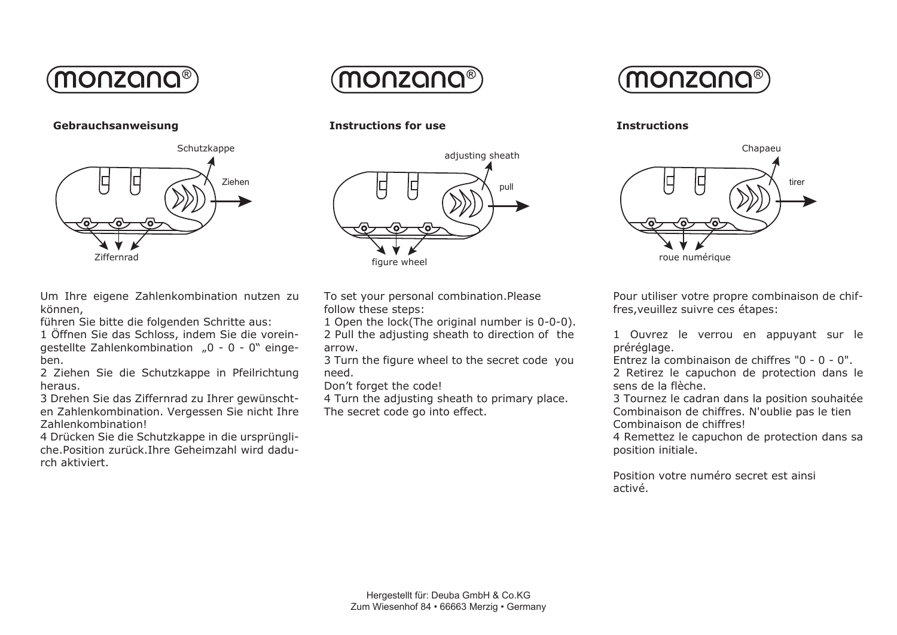monzana®

## Gebrauchsanweisung

Schutzkappe

Ziehen

Ziffernrad

Um Ihre eigene Zahlenkombination nutzen zu können,
führen Sie bitte die folgenden Schritte aus:
1 Öffnen Sie das Schloss, indem Sie die voreingestellte Zahlenkombination „0 - 0 - 0" eingeben.
2 Ziehen Sie die Schutzkappe in Pfeilrichtung heraus.
3 Drehen Sie das Ziffernrad zu Ihrer gewünschten Zahlenkombination. Vergessen Sie nicht Ihre Zahlenkombination!
4 Drücken Sie die Schutzkappe in die ursprüngliche.Position zurück.Ihre Geheimzahl wird dadurch aktiviert.

monzana®

## Instructions for use

adjusting sheath

pull

figure wheel

To set your personal combination.Please follow these steps:
1 Open the lock(The original number is 0-0-0).
2 Pull the adjusting sheath to direction of the arrow.
3 Turn the figure wheel to the secret code you need.
Don't forget the code!
4 Turn the adjusting sheath to primary place.
The secret code go into effect.

monzana®

## Instructions

Chapaeu

tirer

roue numérique

Pour utiliser votre propre combinaison de chiffres,veuillez suivre ces étapes:

1 Ouvrez le verrou en appuyant sur le préréglage.
Entrez la combinaison de chiffres "0 - 0 - 0".
2 Retirez le capuchon de protection dans le sens de la flèche.
3 Tournez le cadran dans la position souhaitée Combinaison de chiffres. N'oublie pas le tien Combinaison de chiffres!
4 Remettez le capuchon de protection dans sa position initiale.

Position votre numéro secret est ainsi activé.

Hergestellt für: Deuba GmbH & Co.KG
Zum Wiesenhof 84 • 66663 Merzig • Germany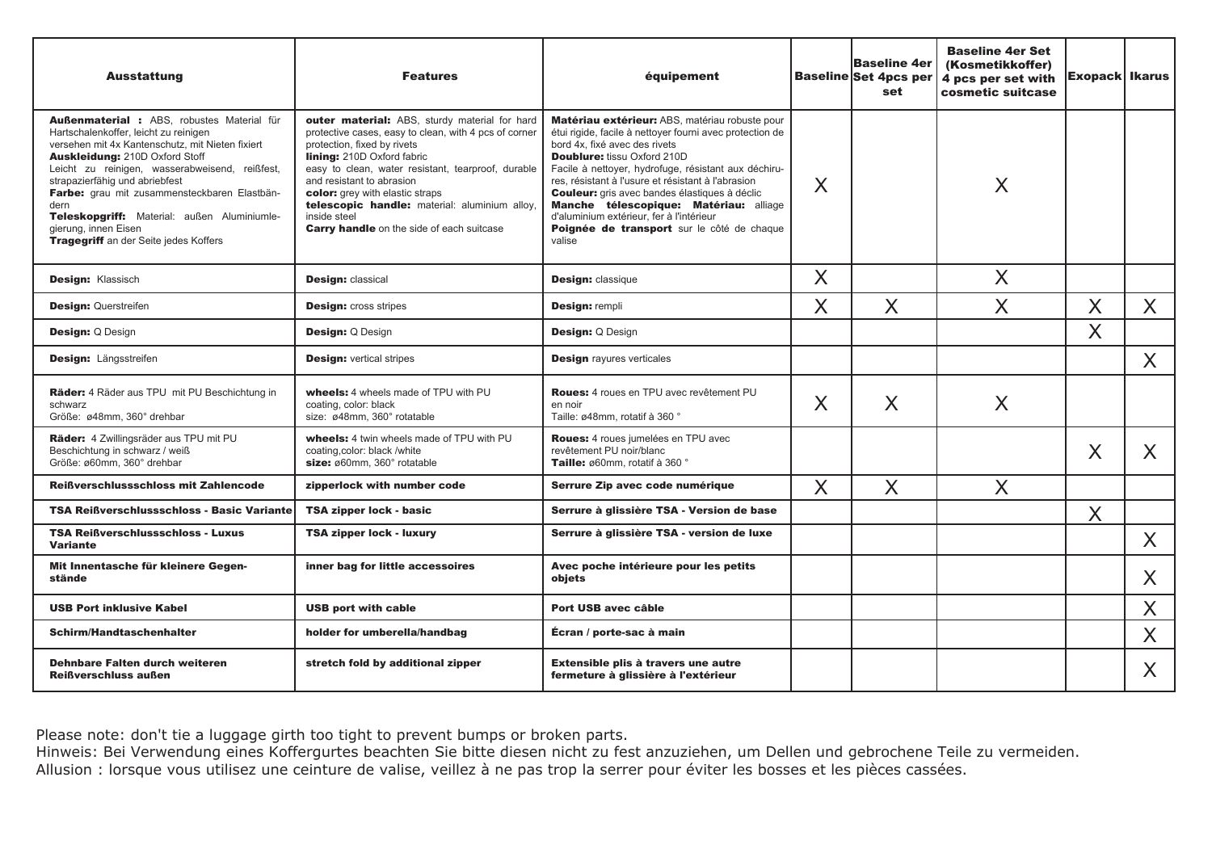| **Ausstattung** | **Features** | **équipement** | **Baseline** | **Baseline 4er Set 4pcs per set** | **Baseline 4er Set (Kosmetikkoffer) 4 pcs per set with cosmetic suitcase** | **Exopack** | **Ikarus** |
|---|---|---|---|---|---|---|---|
| **Außenmaterial :** ABS, robustes Material für Hartschalenkoffer, leicht zu reinigen versehen mit 4x Kantenschutz, mit Nieten fixiert **Auskleidung:** 210D Oxford Stoff Leicht zu reinigen, wasserabweisend, reißfest, strapazierfähig und abriebfest **Farbe:** grau mit zusammensteckbaren Elastbändern **Teleskopgriff:** Material: außen Aluminiumlegierung, innen Eisen **Tragegriff** an der Seite jedes Koffers | **outer material:** ABS, sturdy material for hard protective cases, easy to clean, with 4 pcs of corner protection, fixed by rivets **lining:** 210D Oxford fabric easy to clean, water resistant, tearproof, durable and resistant to abrasion **color:** grey with elastic straps **telescopic handle:** material: aluminium alloy, inside steel **Carry handle** on the side of each suitcase | **Matériau extérieur:** ABS, matériau robuste pour étui rigide, facile à nettoyer fourni avec protection de bord 4x, fixé avec des rivets **Doublure:** tissu Oxford 210D Facile à nettoyer, hydrofuge, résistant aux déchirures, résistant à l'usure et résistant à l'abrasion **Couleur:** gris avec bandes élastiques à déclic **Manche télescopique: Matériau:** alliage d'aluminium extérieur, fer à l'intérieur **Poignée de transport** sur le côté de chaque valise | X | | X | | |
| **Design:** Klassisch | **Design:** classical | **Design:** classique | X | | X | | |
| **Design:** Querstreifen | **Design:** cross stripes | **Design:** rempli | X | X | X | X | X |
| **Design:** Q Design | **Design:** Q Design | **Design:** Q Design | | | | X | |
| **Design:** Längsstreifen | **Design:** vertical stripes | **Design** rayures verticales | | | | | X |
| **Räder:** 4 Räder aus TPU mit PU Beschichtung in schwarz Größe: ø48mm, 360° drehbar | **wheels:** 4 wheels made of TPU with PU coating, color: black size: ø48mm, 360° rotatable | **Roues:** 4 roues en TPU avec revêtement PU en noir Taille: ø48mm, rotatif à 360 ° | X | X | X | | |
| **Räder:** 4 Zwillingsräder aus TPU mit PU Beschichtung in schwarz / weiß Größe: ø60mm, 360° drehbar | **wheels:** 4 twin wheels made of TPU with PU coating,color: black /white **size:** ø60mm, 360° rotatable | **Roues:** 4 roues jumelées en TPU avec revêtement PU noir/blanc **Taille:** ø60mm, rotatif à 360 ° | | | | X | X |
| **Reißverschlussschloss mit Zahlencode** | **zipperlock with number code** | **Serrure Zip avec code numérique** | X | X | X | | |
| **TSA Reißverschlussschloss - Basic Variante** | **TSA zipper lock - basic** | **Serrure à glissière TSA - Version de base** | | | | X | |
| **TSA Reißverschlussschloss - Luxus Variante** | **TSA zipper lock - luxury** | **Serrure à glissière TSA - version de luxe** | | | | | X |
| **Mit Innentasche für kleinere Gegenstände** | **inner bag for little accessoires** | **Avec poche intérieure pour les petits objets** | | | | | X |
| **USB Port inklusive Kabel** | **USB port with cable** | **Port USB avec câble** | | | | | X |
| **Schirm/Handtaschenhalter** | **holder for umberella/handbag** | **Écran / porte-sac à main** | | | | | X |
| **Dehnbare Falten durch weiteren Reißverschluss außen** | **stretch fold by additional zipper** | **Extensible plis à travers une autre fermeture à glissière à l'extérieur** | | | | | X |

Please note: don't tie a luggage girth too tight to prevent bumps or broken parts.
Hinweis: Bei Verwendung eines Koffergurtes beachten Sie bitte diesen nicht zu fest anzuziehen, um Dellen und gebrochene Teile zu vermeiden.
Allusion : lorsque vous utilisez une ceinture de valise, veillez à ne pas trop la serrer pour éviter les bosses et les pièces cassées.